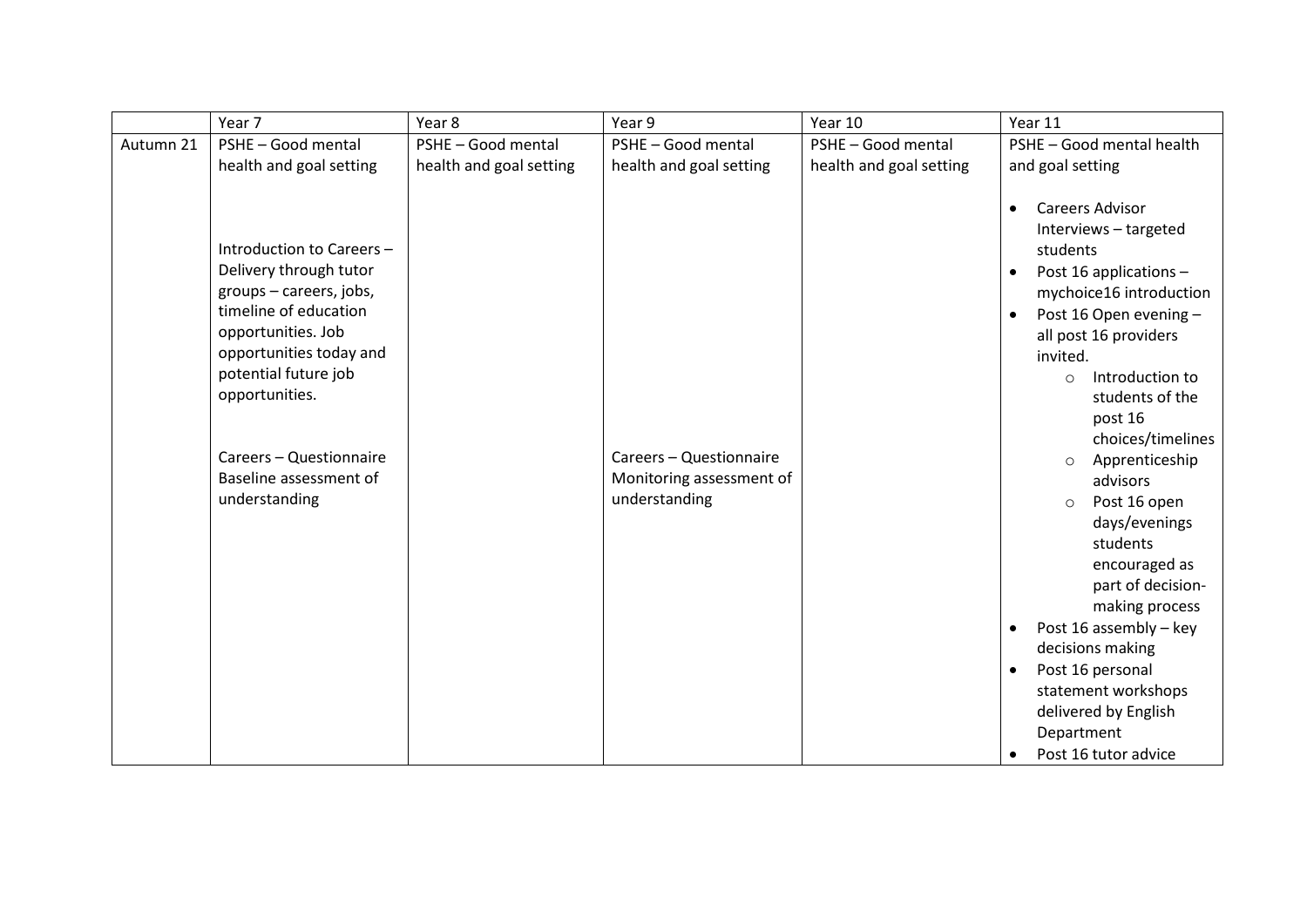| | Year 7 | Year 8 | Year 9 | Year 10 | Year 11 |
|---|---|---|---|---|---|
| Autumn 21 | PSHE – Good mental health and goal setting<br><br>Introduction to Careers – Delivery through tutor groups – careers, jobs, timeline of education opportunities. Job opportunities today and potential future job opportunities.<br><br>Careers – Questionnaire Baseline assessment of understanding | PSHE – Good mental health and goal setting | PSHE – Good mental health and goal setting<br><br>Careers – Questionnaire Monitoring assessment of understanding | PSHE – Good mental health and goal setting | PSHE – Good mental health and goal setting<br><br>• Careers Advisor Interviews – targeted students<br>• Post 16 applications – mychoice16 introduction<br>• Post 16 Open evening – all post 16 providers invited.<br>&nbsp;&nbsp;&nbsp;&nbsp;○ Introduction to students of the post 16 choices/timelines<br>&nbsp;&nbsp;&nbsp;&nbsp;○ Apprenticeship advisors<br>&nbsp;&nbsp;&nbsp;&nbsp;○ Post 16 open days/evenings students encouraged as part of decision-making process<br>• Post 16 assembly – key decisions making<br>• Post 16 personal statement workshops delivered by English Department<br>• Post 16 tutor advice |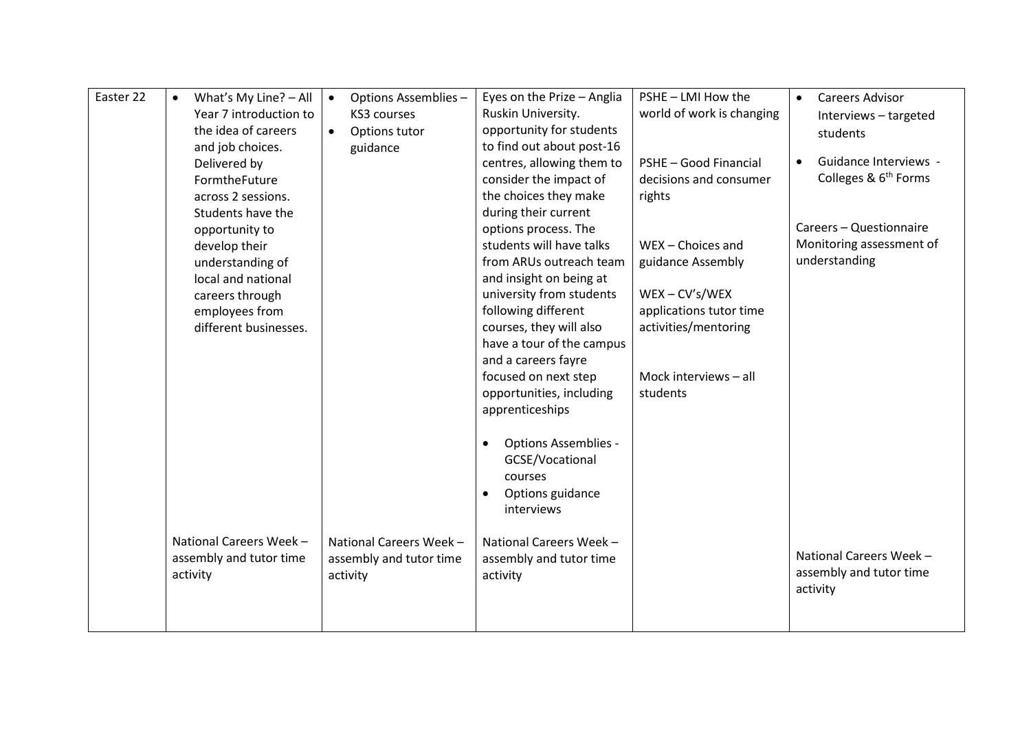| | | | | | |
|---|---|---|---|---|---|
| Easter 22 | • What's My Line? – All Year 7 introduction to the idea of careers and job choices. Delivered by FormtheFuture across 2 sessions. Students have the opportunity to develop their understanding of local and national careers through employees from different businesses.<br><br>National Careers Week – assembly and tutor time activity | • Options Assemblies – KS3 courses<br>• Options tutor guidance<br><br>National Careers Week – assembly and tutor time activity | Eyes on the Prize – Anglia Ruskin University. opportunity for students to find out about post-16 centres, allowing them to consider the impact of the choices they make during their current options process. The students will have talks from ARUs outreach team and insight on being at university from students following different courses, they will also have a tour of the campus and a careers fayre focused on next step opportunities, including apprenticeships<br><br>• Options Assemblies - GCSE/Vocational courses<br>• Options guidance interviews<br><br>National Careers Week – assembly and tutor time activity | PSHE – LMI How the world of work is changing<br><br>PSHE – Good Financial decisions and consumer rights<br><br>WEX – Choices and guidance Assembly<br><br>WEX – CV's/WEX applications tutor time activities/mentoring<br><br>Mock interviews – all students | • Careers Advisor Interviews – targeted students<br>• Guidance Interviews - Colleges & 6th Forms<br><br>Careers – Questionnaire Monitoring assessment of understanding<br><br>National Careers Week – assembly and tutor time activity |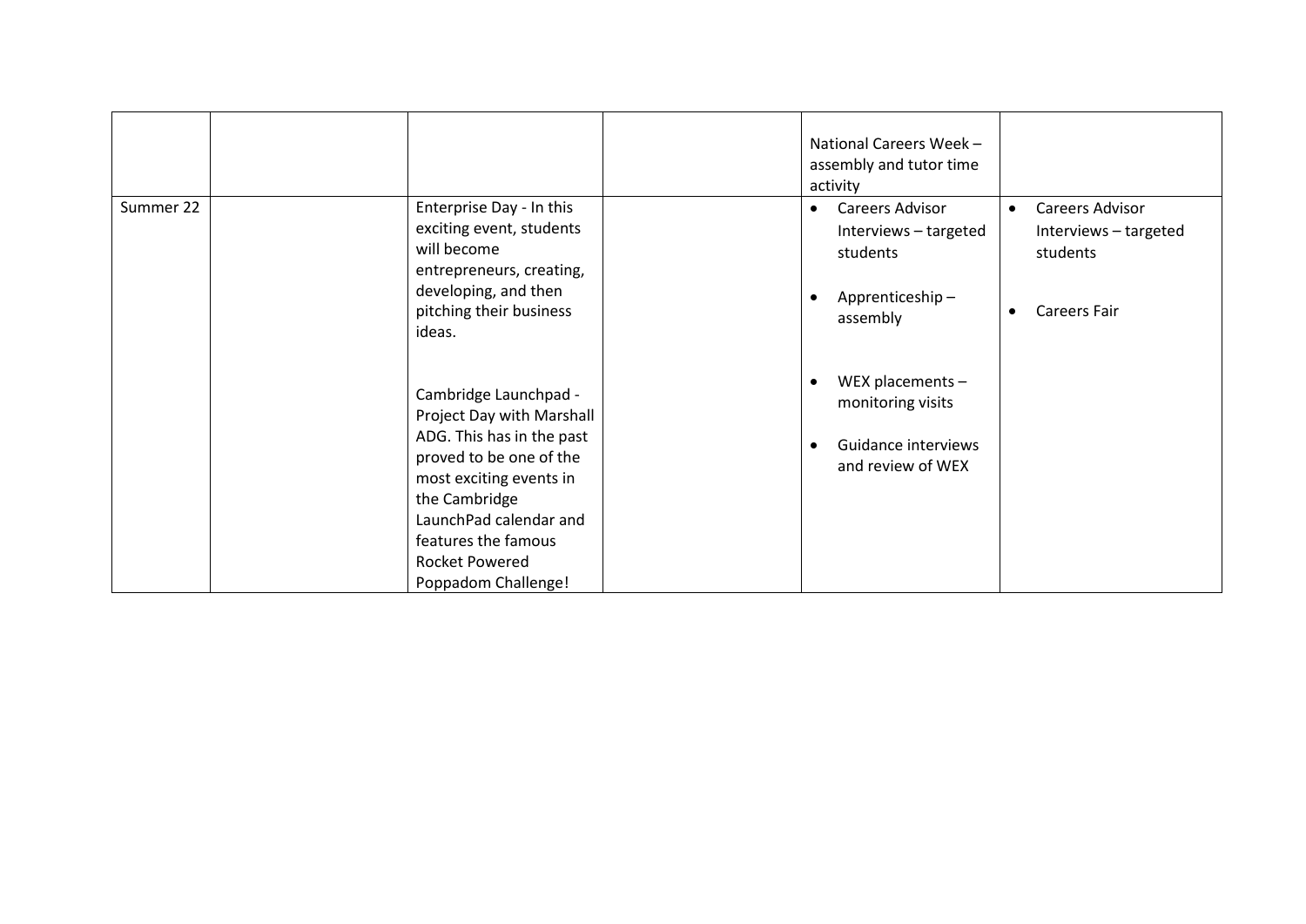| | | | | | |
|---|---|---|---|---|---|
| | | | | National Careers Week – assembly and tutor time activity | |
| Summer 22 | | Enterprise Day - In this exciting event, students will become entrepreneurs, creating, developing, and then pitching their business ideas.<br><br>Cambridge Launchpad - Project Day with Marshall ADG. This has in the past proved to be one of the most exciting events in the Cambridge LaunchPad calendar and features the famous Rocket Powered Poppadom Challenge! | | • Careers Advisor Interviews – targeted students<br>• Apprenticeship – assembly<br>• WEX placements – monitoring visits<br>• Guidance interviews and review of WEX | • Careers Advisor Interviews – targeted students<br>• Careers Fair |